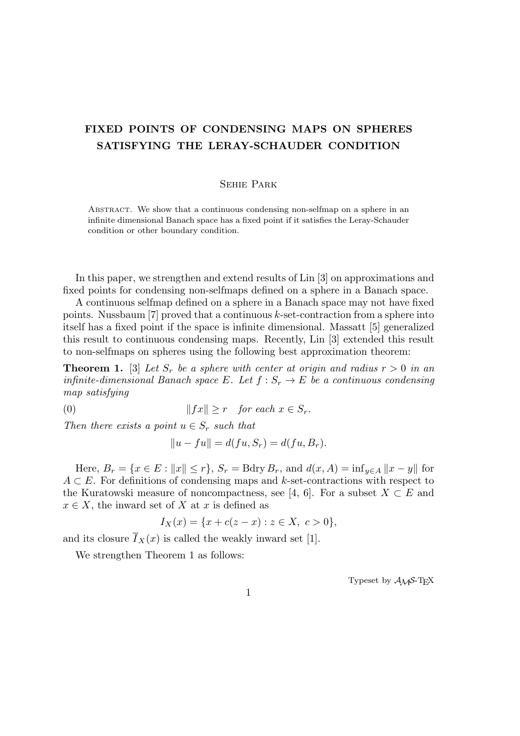# FIXED POINTS OF CONDENSING MAPS ON SPHERES SATISFYING THE LERAY-SCHAUDER CONDITION

Sehie Park

Abstract. We show that a continuous condensing non-selfmap on a sphere in an infinite dimensional Banach space has a fixed point if it satisfies the Leray-Schauder condition or other boundary condition.

In this paper, we strengthen and extend results of Lin [3] on approximations and fixed points for condensing non-selfmaps defined on a sphere in a Banach space.

A continuous selfmap defined on a sphere in a Banach space may not have fixed points. Nussbaum [7] proved that a continuous $k$-set-contraction from a sphere into itself has a fixed point if the space is infinite dimensional. Massatt [5] generalized this result to continuous condensing maps. Recently, Lin [3] extended this result to non-selfmaps on spheres using the following best approximation theorem:

**Theorem 1.** [3] *Let $S_r$ be a sphere with center at origin and radius $r > 0$ in an infinite-dimensional Banach space $E$. Let $f : S_r \to E$ be a continuous condensing map satisfying*

$$(0) \qquad \|fx\| \geq r \quad \text{for each } x \in S_r.$$

*Then there exists a point $u \in S_r$ such that*

$$\|u - fu\| = d(fu, S_r) = d(fu, B_r).$$

Here, $B_r = \{x \in E : \|x\| \leq r\}$, $S_r = \operatorname{Bdry} B_r$, and $d(x, A) = \inf_{y \in A} \|x - y\|$ for $A \subset E$. For definitions of condensing maps and $k$-set-contractions with respect to the Kuratowski measure of noncompactness, see [4, 6]. For a subset $X \subset E$ and $x \in X$, the inward set of $X$ at $x$ is defined as

$$I_X(x) = \{x + c(z - x) : z \in X,\ c > 0\},$$

and its closure $\overline{I}_X(x)$ is called the weakly inward set [1].

We strengthen Theorem 1 as follows: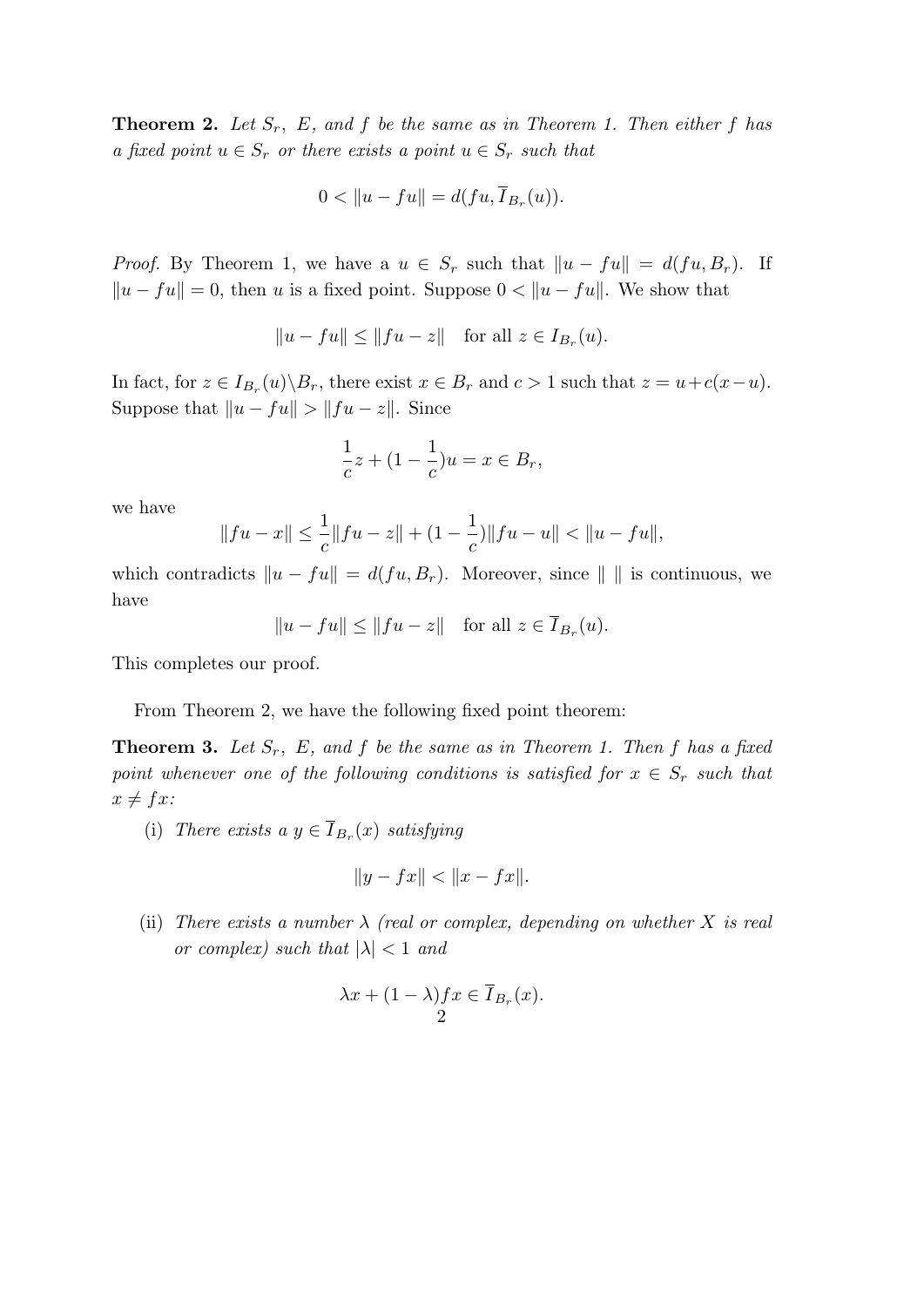**Theorem 2.** *Let $S_r$, $E$, and $f$ be the same as in Theorem 1. Then either $f$ has a fixed point $u \in S_r$ or there exists a point $u \in S_r$ such that*

$$0 < \|u - fu\| = d(fu, \overline{I}_{B_r}(u)).$$

*Proof.* By Theorem 1, we have a $u \in S_r$ such that $\|u - fu\| = d(fu, B_r)$. If $\|u - fu\| = 0$, then $u$ is a fixed point. Suppose $0 < \|u - fu\|$. We show that

$$\|u - fu\| \leq \|fu - z\| \quad \text{for all } z \in I_{B_r}(u).$$

In fact, for $z \in I_{B_r}(u) \backslash B_r$, there exist $x \in B_r$ and $c > 1$ such that $z = u + c(x - u)$. Suppose that $\|u - fu\| > \|fu - z\|$. Since

$$\frac{1}{c}z + (1 - \frac{1}{c})u = x \in B_r,$$

we have

$$\|fu - x\| \leq \frac{1}{c}\|fu - z\| + (1 - \frac{1}{c})\|fu - u\| < \|u - fu\|,$$

which contradicts $\|u - fu\| = d(fu, B_r)$. Moreover, since $\| \ \|$ is continuous, we have

$$\|u - fu\| \leq \|fu - z\| \quad \text{for all } z \in \overline{I}_{B_r}(u).$$

This completes our proof.

From Theorem 2, we have the following fixed point theorem:

**Theorem 3.** *Let $S_r$, $E$, and $f$ be the same as in Theorem 1. Then $f$ has a fixed point whenever one of the following conditions is satisfied for $x \in S_r$ such that $x \neq fx$:*

(i) *There exists a $y \in \overline{I}_{B_r}(x)$ satisfying*

$$\|y - fx\| < \|x - fx\|.$$

(ii) *There exists a number $\lambda$ (real or complex, depending on whether $X$ is real or complex) such that $|\lambda| < 1$ and*

$$\lambda x + (1 - \lambda)fx \in \overline{I}_{B_r}(x).$$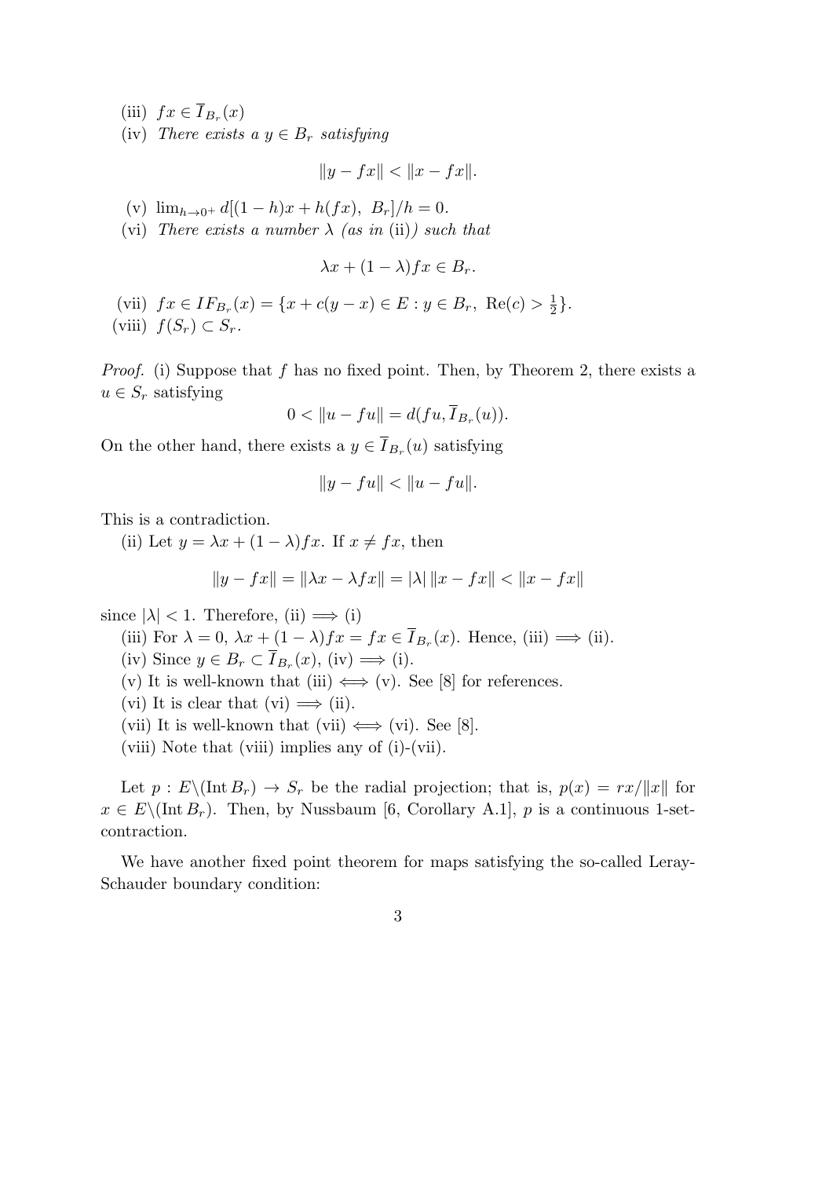(iii) $fx \in \overline{I}_{B_r}(x)$

(iv) *There exists a* $y \in B_r$ *satisfying*

$$\|y - fx\| < \|x - fx\|.$$

(v) $\lim_{h \to 0^+} d[(1-h)x + h(fx),\ B_r]/h = 0.$

(vi) *There exists a number* $\lambda$ *(as in* (ii)*) such that*

$$\lambda x + (1-\lambda) fx \in B_r.$$

(vii) $fx \in IF_{B_r}(x) = \{x + c(y - x) \in E : y \in B_r,\ \mathrm{Re}(c) > \frac{1}{2}\}.$

(viii) $f(S_r) \subset S_r$.

*Proof.* (i) Suppose that $f$ has no fixed point. Then, by Theorem 2, there exists a $u \in S_r$ satisfying

$$0 < \|u - fu\| = d(fu, \overline{I}_{B_r}(u)).$$

On the other hand, there exists a $y \in \overline{I}_{B_r}(u)$ satisfying

$$\|y - fu\| < \|u - fu\|.$$

This is a contradiction.

(ii) Let $y = \lambda x + (1-\lambda) fx$. If $x \neq fx$, then

$$\|y - fx\| = \|\lambda x - \lambda fx\| = |\lambda|\, \|x - fx\| < \|x - fx\|$$

since $|\lambda| < 1$. Therefore, (ii) $\Longrightarrow$ (i)

(iii) For $\lambda = 0$, $\lambda x + (1-\lambda) fx = fx \in \overline{I}_{B_r}(x)$. Hence, (iii) $\Longrightarrow$ (ii).

(iv) Since $y \in B_r \subset \overline{I}_{B_r}(x)$, (iv) $\Longrightarrow$ (i).

(v) It is well-known that (iii) $\Longleftrightarrow$ (v). See [8] for references.

(vi) It is clear that (vi) $\Longrightarrow$ (ii).

(vii) It is well-known that (vii) $\Longleftrightarrow$ (vi). See [8].

(viii) Note that (viii) implies any of (i)-(vii).

Let $p : E \backslash (\mathrm{Int}\, B_r) \to S_r$ be the radial projection; that is, $p(x) = rx/\|x\|$ for $x \in E \backslash (\mathrm{Int}\, B_r)$. Then, by Nussbaum [6, Corollary A.1], $p$ is a continuous 1-set-contraction.

We have another fixed point theorem for maps satisfying the so-called Leray-Schauder boundary condition: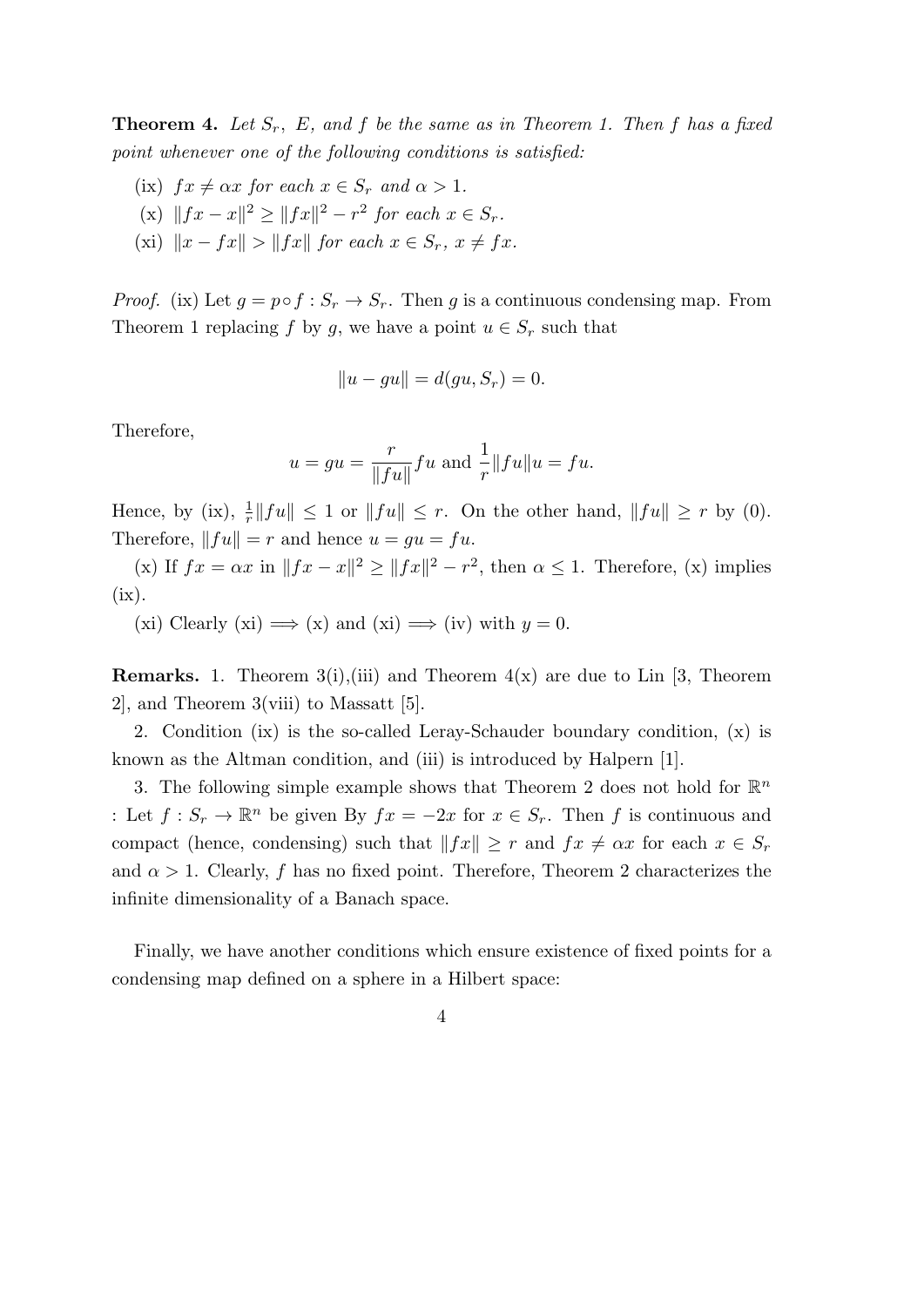**Theorem 4.** *Let $S_r$, $E$, and $f$ be the same as in Theorem 1. Then $f$ has a fixed point whenever one of the following conditions is satisfied:*

(ix) $fx \neq \alpha x$ *for each* $x \in S_r$ *and* $\alpha > 1$.

(x) $\|fx - x\|^2 \geq \|fx\|^2 - r^2$ *for each* $x \in S_r$.

(xi) $\|x - fx\| > \|fx\|$ *for each* $x \in S_r$, $x \neq fx$.

*Proof.* (ix) Let $g = p \circ f : S_r \to S_r$. Then $g$ is a continuous condensing map. From Theorem 1 replacing $f$ by $g$, we have a point $u \in S_r$ such that

$$\|u - gu\| = d(gu, S_r) = 0.$$

Therefore,

$$u = gu = \frac{r}{\|fu\|} fu \text{ and } \frac{1}{r}\|fu\|u = fu.$$

Hence, by (ix), $\frac{1}{r}\|fu\| \leq 1$ or $\|fu\| \leq r$. On the other hand, $\|fu\| \geq r$ by (0). Therefore, $\|fu\| = r$ and hence $u = gu = fu$.

(x) If $fx = \alpha x$ in $\|fx - x\|^2 \geq \|fx\|^2 - r^2$, then $\alpha \leq 1$. Therefore, (x) implies (ix).

(xi) Clearly (xi) $\Longrightarrow$ (x) and (xi) $\Longrightarrow$ (iv) with $y = 0$.

**Remarks.** 1. Theorem 3(i),(iii) and Theorem 4(x) are due to Lin [3, Theorem 2], and Theorem 3(viii) to Massatt [5].

2. Condition (ix) is the so-called Leray-Schauder boundary condition, (x) is known as the Altman condition, and (iii) is introduced by Halpern [1].

3. The following simple example shows that Theorem 2 does not hold for $\mathbb{R}^n$ : Let $f : S_r \to \mathbb{R}^n$ be given By $fx = -2x$ for $x \in S_r$. Then $f$ is continuous and compact (hence, condensing) such that $\|fx\| \geq r$ and $fx \neq \alpha x$ for each $x \in S_r$ and $\alpha > 1$. Clearly, $f$ has no fixed point. Therefore, Theorem 2 characterizes the infinite dimensionality of a Banach space.

Finally, we have another conditions which ensure existence of fixed points for a condensing map defined on a sphere in a Hilbert space: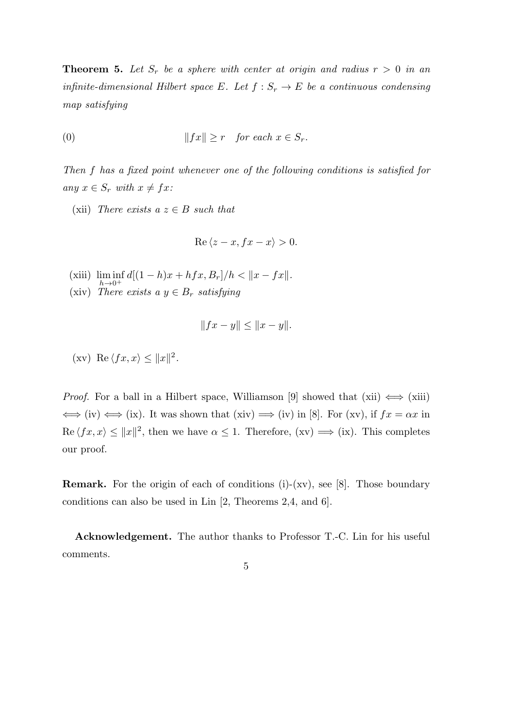**Theorem 5.** *Let $S_r$ be a sphere with center at origin and radius $r > 0$ in an infinite-dimensional Hilbert space $E$. Let $f : S_r \to E$ be a continuous condensing map satisfying*

$$\|fx\| \geq r \quad \text{for each } x \in S_r. \tag{0}$$

*Then $f$ has a fixed point whenever one of the following conditions is satisfied for any $x \in S_r$ with $x \neq fx$:*

(xii) *There exists a $z \in B$ such that*

$$\operatorname{Re}\langle z - x, fx - x\rangle > 0.$$

(xiii) $\liminf_{h\to 0^+} d[(1-h)x + hfx, B_r]/h < \|x - fx\|$.

(xiv) *There exists a $y \in B_r$ satisfying*

$$\|fx - y\| \leq \|x - y\|.$$

(xv) $\operatorname{Re}\langle fx, x\rangle \leq \|x\|^2$.

*Proof.* For a ball in a Hilbert space, Williamson [9] showed that (xii) $\iff$ (xiii) $\iff$ (iv) $\iff$ (ix). It was shown that (xiv) $\implies$ (iv) in [8]. For (xv), if $fx = \alpha x$ in $\operatorname{Re}\langle fx, x\rangle \leq \|x\|^2$, then we have $\alpha \leq 1$. Therefore, (xv) $\implies$ (ix). This completes our proof.

**Remark.** For the origin of each of conditions (i)-(xv), see [8]. Those boundary conditions can also be used in Lin [2, Theorems 2,4, and 6].

**Acknowledgement.** The author thanks to Professor T.-C. Lin for his useful comments.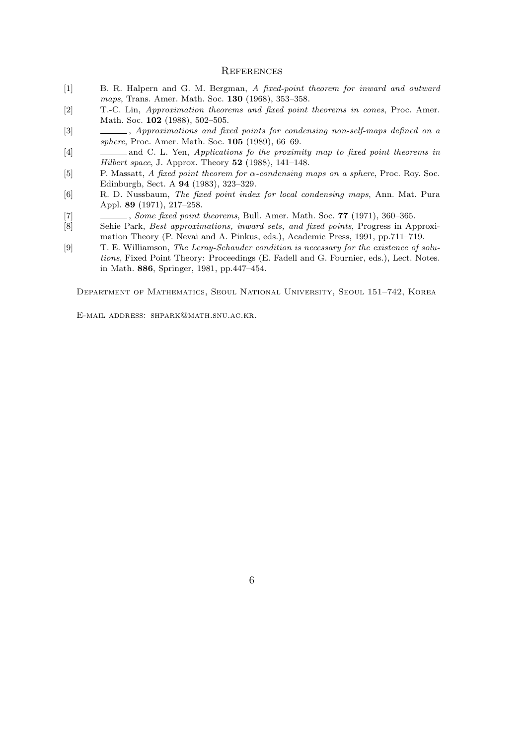## References

[1] B. R. Halpern and G. M. Bergman, *A fixed-point theorem for inward and outward maps*, Trans. Amer. Math. Soc. **130** (1968), 353–358.

[2] T.-C. Lin, *Approximation theorems and fixed point theorems in cones*, Proc. Amer. Math. Soc. **102** (1988), 502–505.

[3] ______, *Approximations and fixed points for condensing non-self-maps defined on a sphere*, Proc. Amer. Math. Soc. **105** (1989), 66–69.

[4] ______ and C. L. Yen, *Applications fo the proximity map to fixed point theorems in Hilbert space*, J. Approx. Theory **52** (1988), 141–148.

[5] P. Massatt, *A fixed point theorem for $\alpha$-condensing maps on a sphere*, Proc. Roy. Soc. Edinburgh, Sect. A **94** (1983), 323–329.

[6] R. D. Nussbaum, *The fixed point index for local condensing maps*, Ann. Mat. Pura Appl. **89** (1971), 217–258.

[7] ______, *Some fixed point theorems*, Bull. Amer. Math. Soc. **77** (1971), 360–365.

[8] Sehie Park, *Best approximations, inward sets, and fixed points*, Progress in Approximation Theory (P. Nevai and A. Pinkus, eds.), Academic Press, 1991, pp.711–719.

[9] T. E. Williamson, *The Leray-Schauder condition is necessary for the existence of solutions*, Fixed Point Theory: Proceedings (E. Fadell and G. Fournier, eds.), Lect. Notes. in Math. **886**, Springer, 1981, pp.447–454.

Department of Mathematics, Seoul National University, Seoul 151–742, Korea

E-mail address: shpark@math.snu.ac.kr.